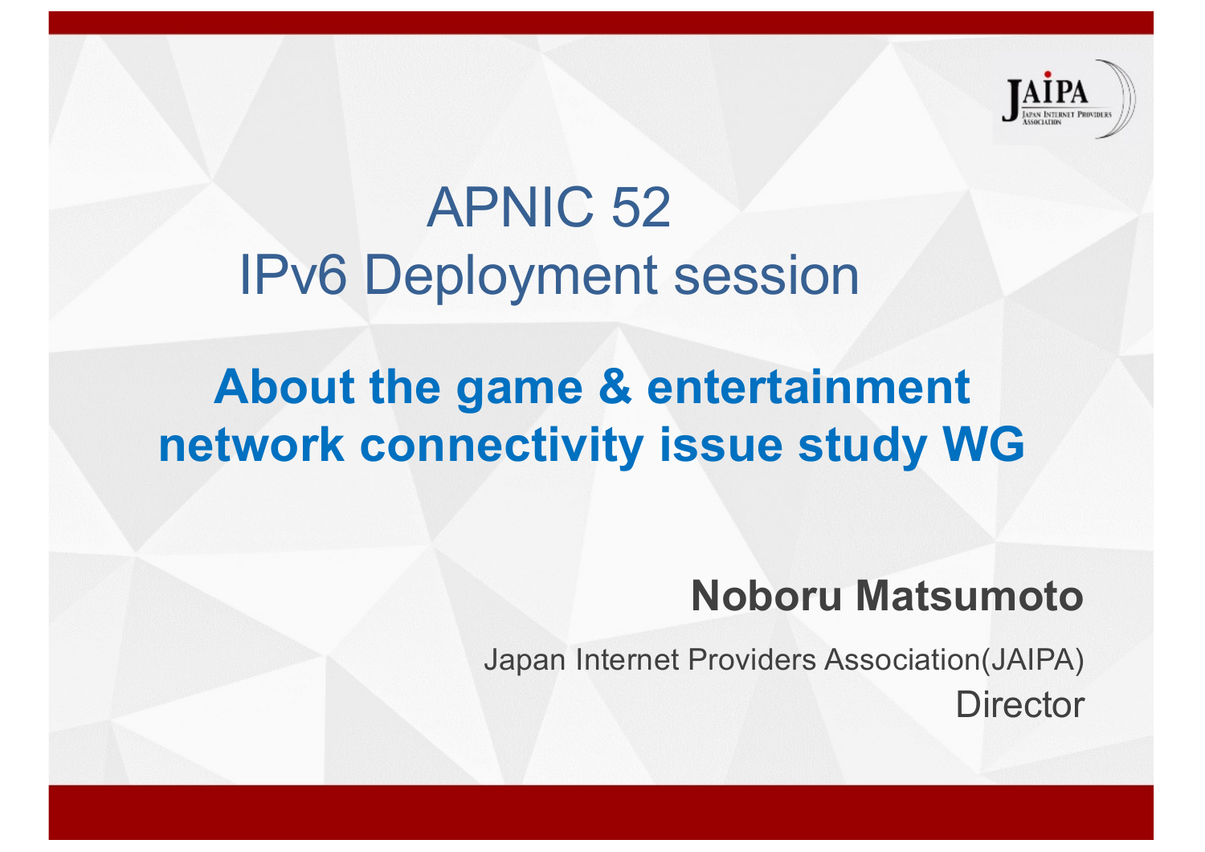# APNIC 52
# IPv6 Deployment session

## About the game & entertainment network connectivity issue study WG

**Noboru Matsumoto**

Japan Internet Providers Association(JAIPA)

Director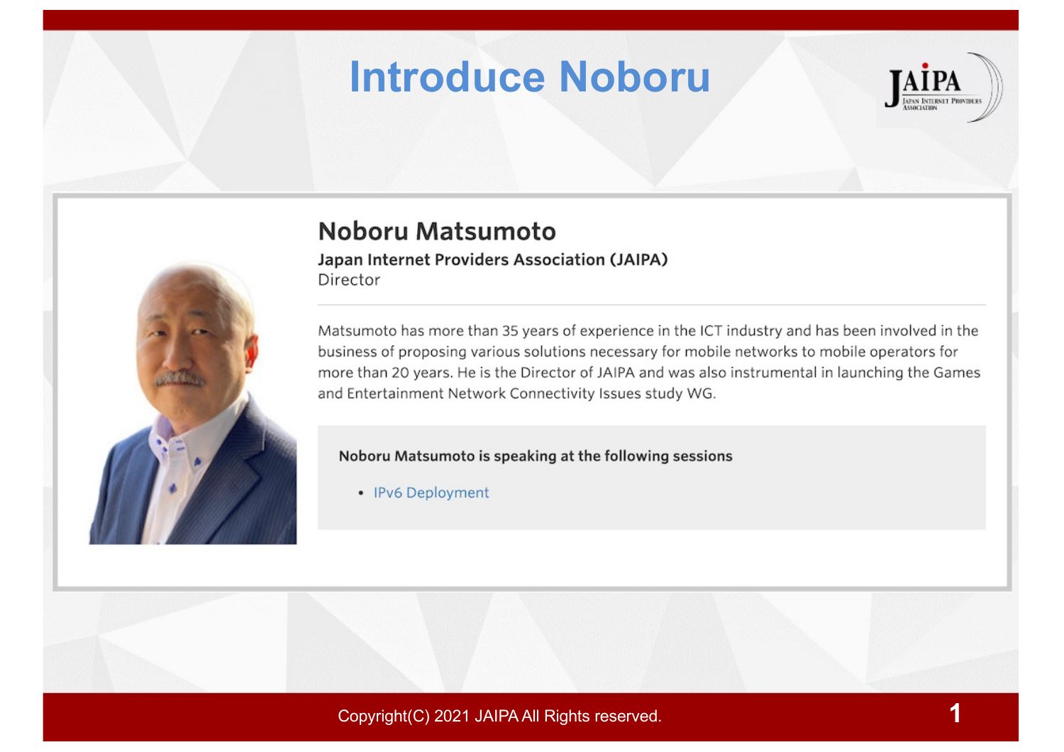# Introduce Noboru

## Noboru Matsumoto

**Japan Internet Providers Association (JAIPA)**
Director

Matsumoto has more than 35 years of experience in the ICT industry and has been involved in the business of proposing various solutions necessary for mobile networks to mobile operators for more than 20 years. He is the Director of JAIPA and was also instrumental in launching the Games and Entertainment Network Connectivity Issues study WG.

**Noboru Matsumoto is speaking at the following sessions**

- IPv6 Deployment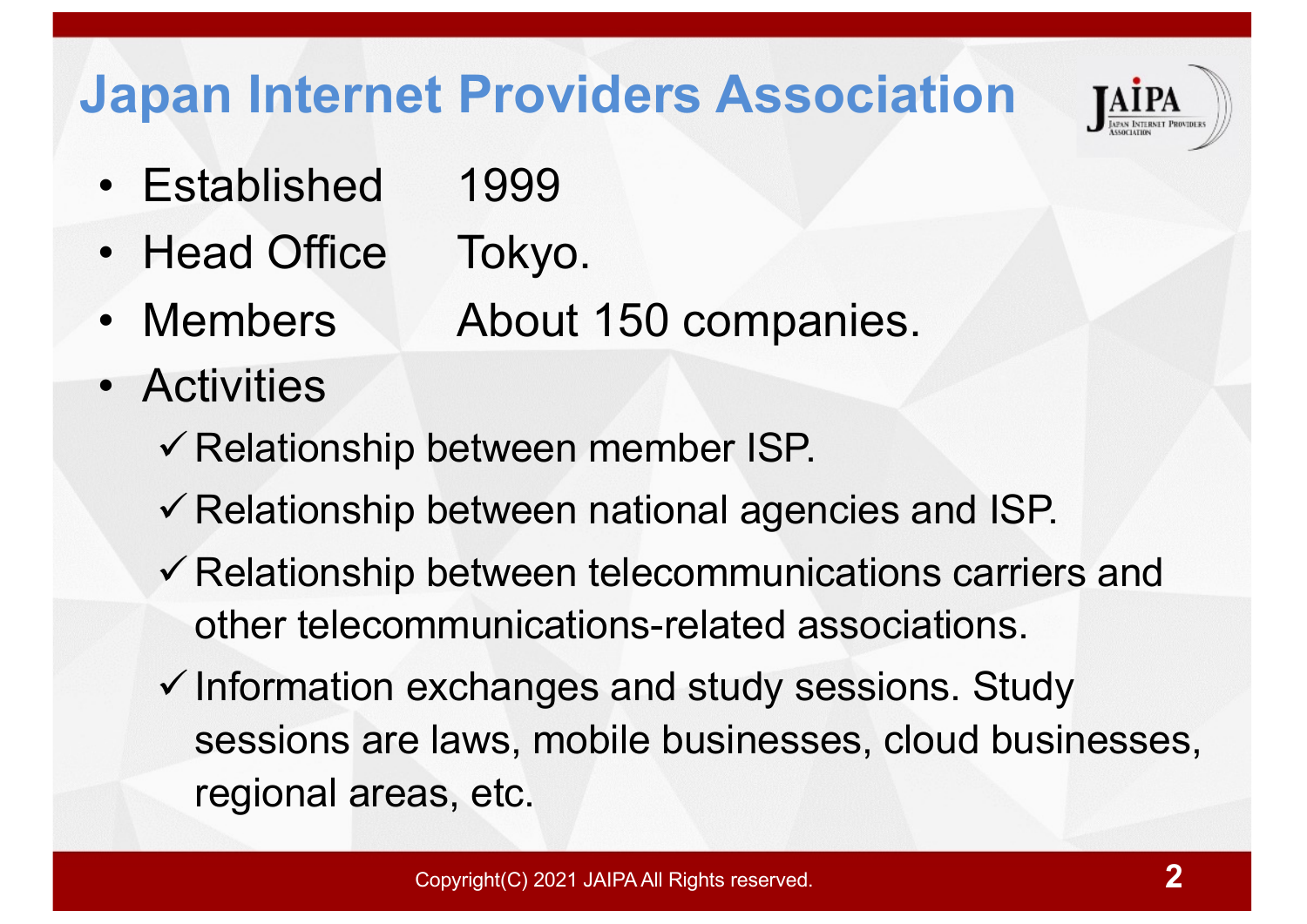# Japan Internet Providers Association

- Established 1999
- Head Office Tokyo.
- Members About 150 companies.
- Activities
  - ✓ Relationship between member ISP.
  - ✓ Relationship between national agencies and ISP.
  - ✓ Relationship between telecommunications carriers and other telecommunications-related associations.
  - ✓ Information exchanges and study sessions. Study sessions are laws, mobile businesses, cloud businesses, regional areas, etc.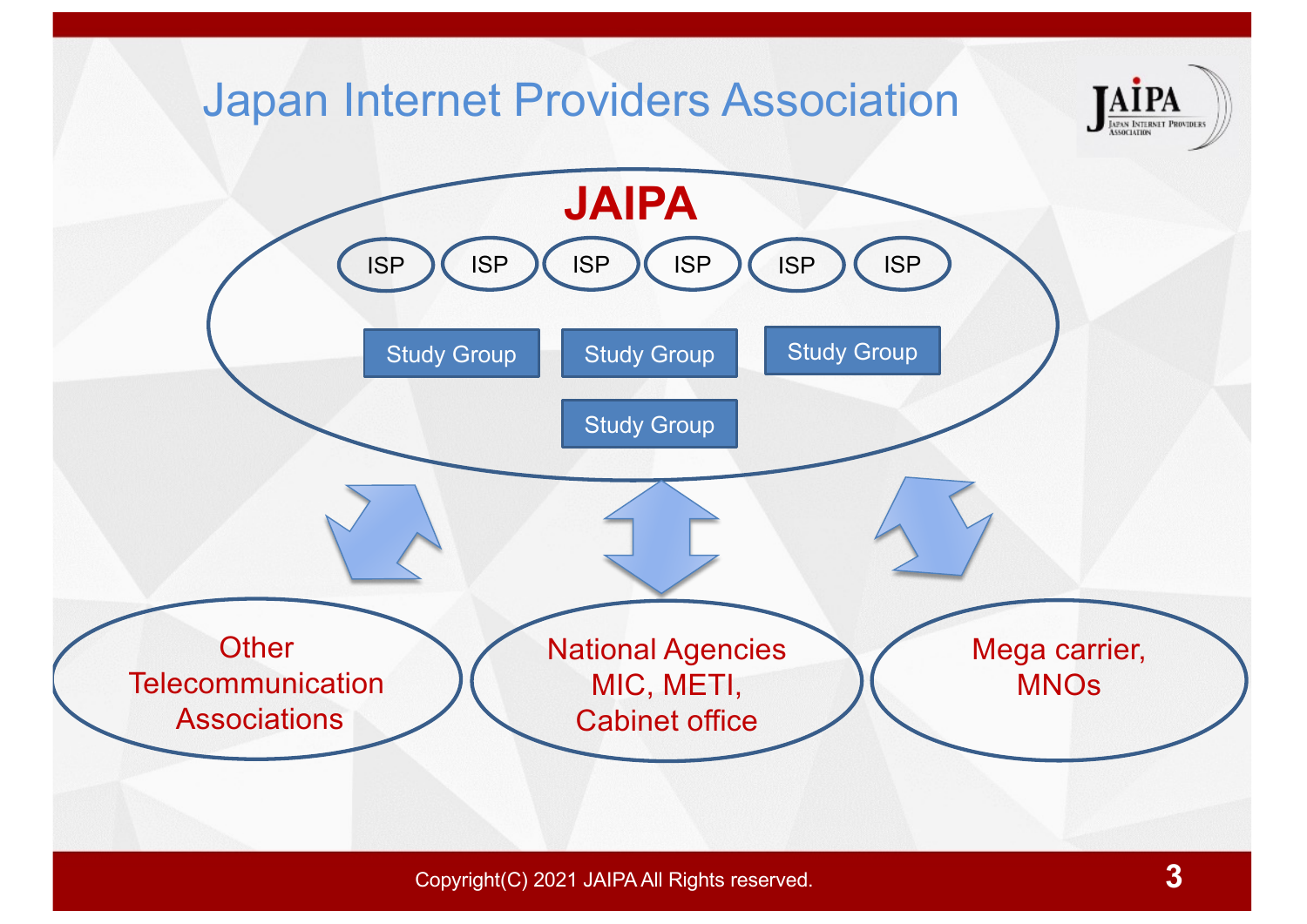# Japan Internet Providers Association

**JAIPA**

ISP ISP ISP ISP ISP ISP

Study Group Study Group Study Group

Study Group

Other Telecommunication Associations

National Agencies MIC, METI, Cabinet office

Mega carrier, MNOs

Copyright(C) 2021 JAIPA All Rights reserved.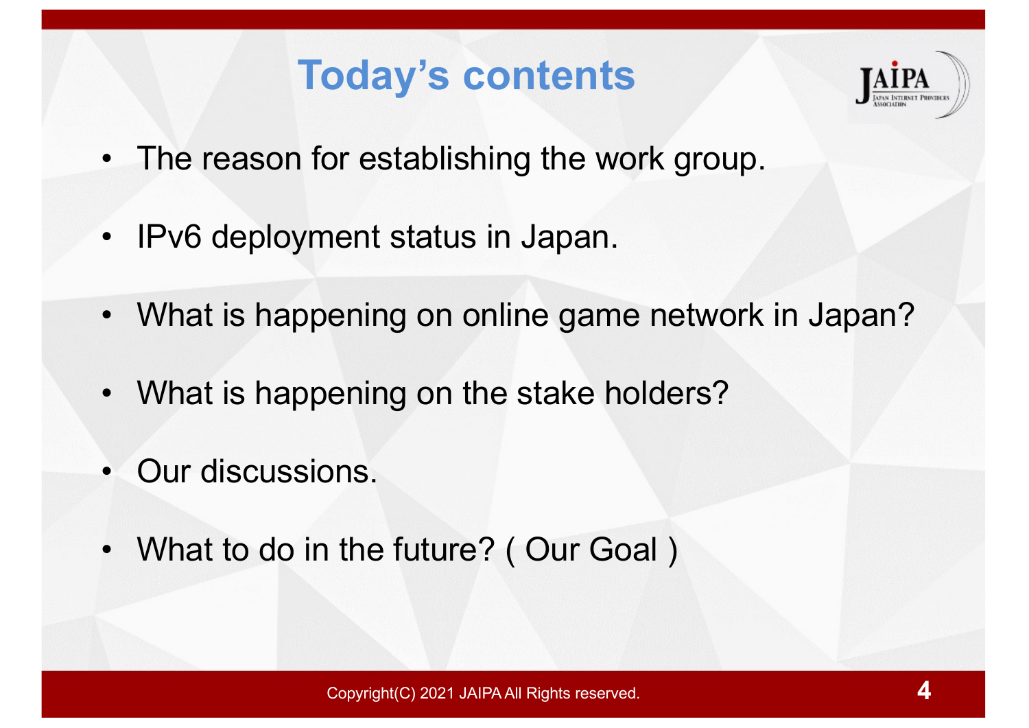# Today's contents

- The reason for establishing the work group.
- IPv6 deployment status in Japan.
- What is happening on online game network in Japan?
- What is happening on the stake holders?
- Our discussions.
- What to do in the future? ( Our Goal )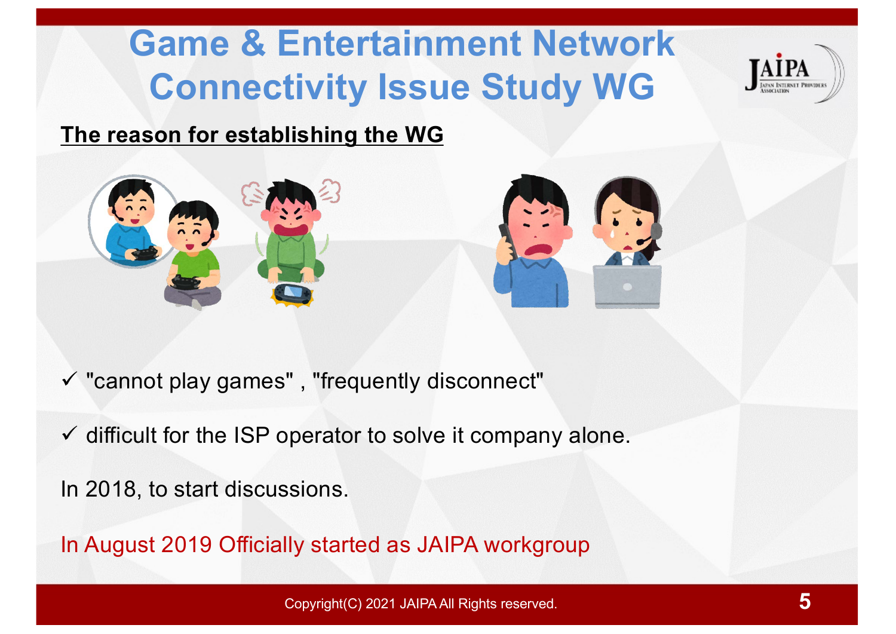# Game & Entertainment Network Connectivity Issue Study WG

**The reason for establishing the WG**

- ✓ "cannot play games" , "frequently disconnect"
- ✓ difficult for the ISP operator to solve it company alone.

In 2018, to start discussions.

In August 2019 Officially started as JAIPA workgroup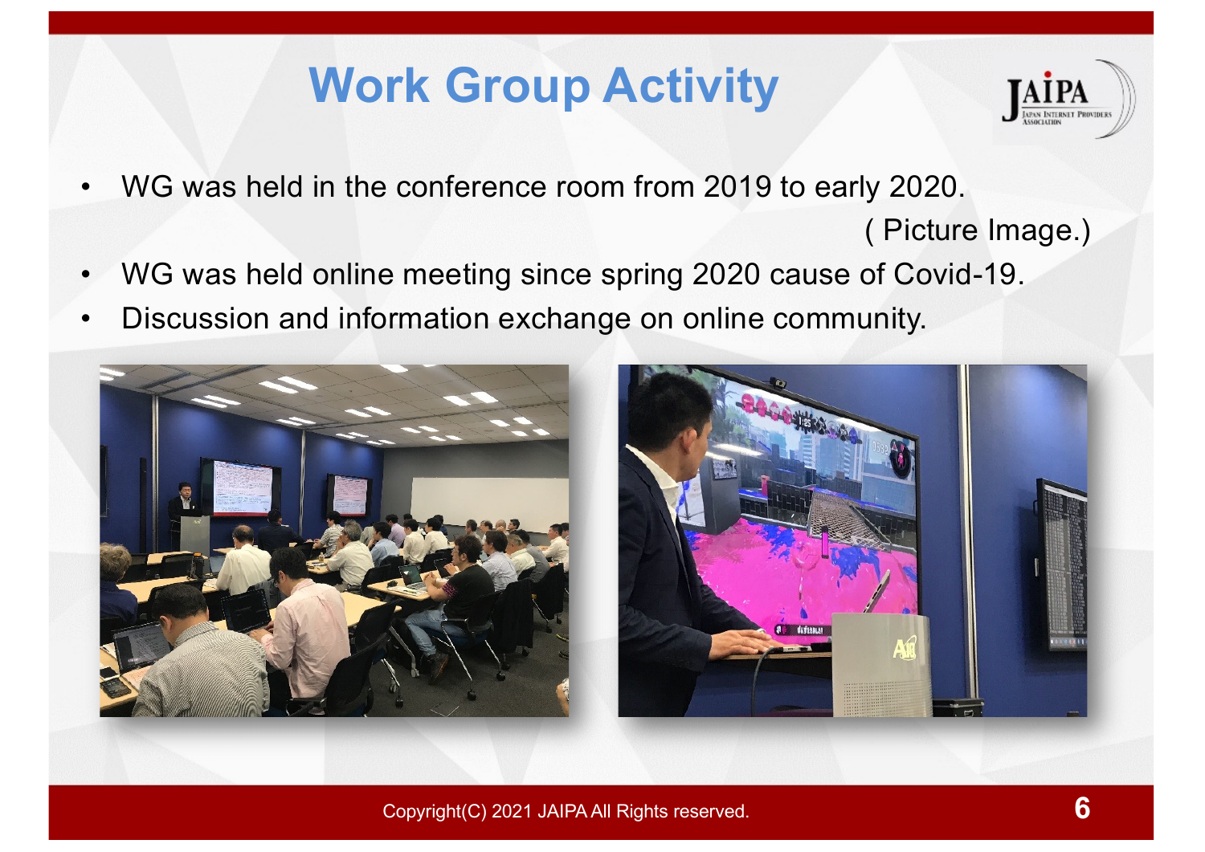# Work Group Activity

- WG was held in the conference room from 2019 to early 2020.
  ( Picture Image.)
- WG was held online meeting since spring 2020 cause of Covid-19.
- Discussion and information exchange on online community.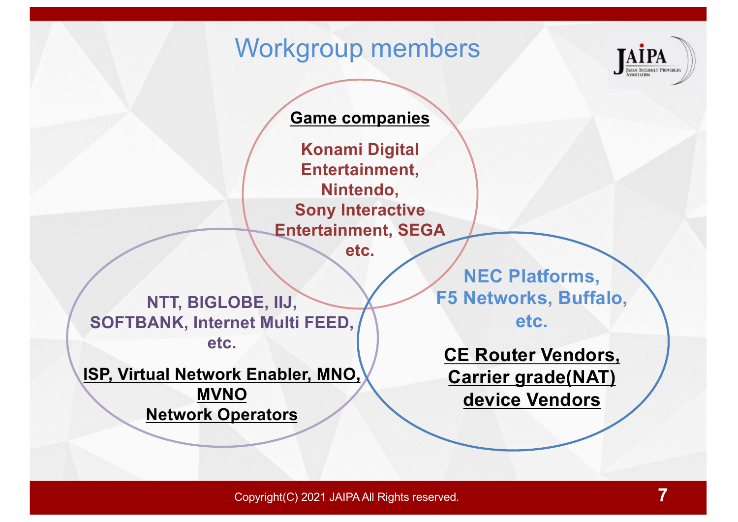# Workgroup members

**Game companies**

**Konami Digital Entertainment, Nintendo, Sony Interactive Entertainment, SEGA etc.**

**NTT, BIGLOBE, IIJ, SOFTBANK, Internet Multi FEED, etc.**

**ISP, Virtual Network Enabler, MNO, MVNO Network Operators**

**NEC Platforms, F5 Networks, Buffalo, etc.**

**CE Router Vendors, Carrier grade(NAT) device Vendors**

Copyright(C) 2021 JAIPA All Rights reserved.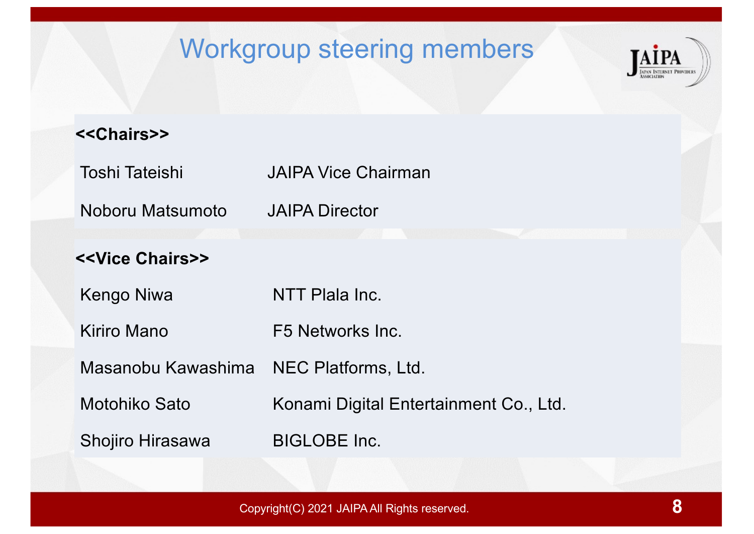# Workgroup steering members

**<<Chairs>>**

| | |
|---|---|
| Toshi Tateishi | JAIPA Vice Chairman |
| Noboru Matsumoto | JAIPA Director |

**<<Vice Chairs>>**

| | |
|---|---|
| Kengo Niwa | NTT Plala Inc. |
| Kiriro Mano | F5 Networks Inc. |
| Masanobu Kawashima | NEC Platforms, Ltd. |
| Motohiko Sato | Konami Digital Entertainment Co., Ltd. |
| Shojiro Hirasawa | BIGLOBE Inc. |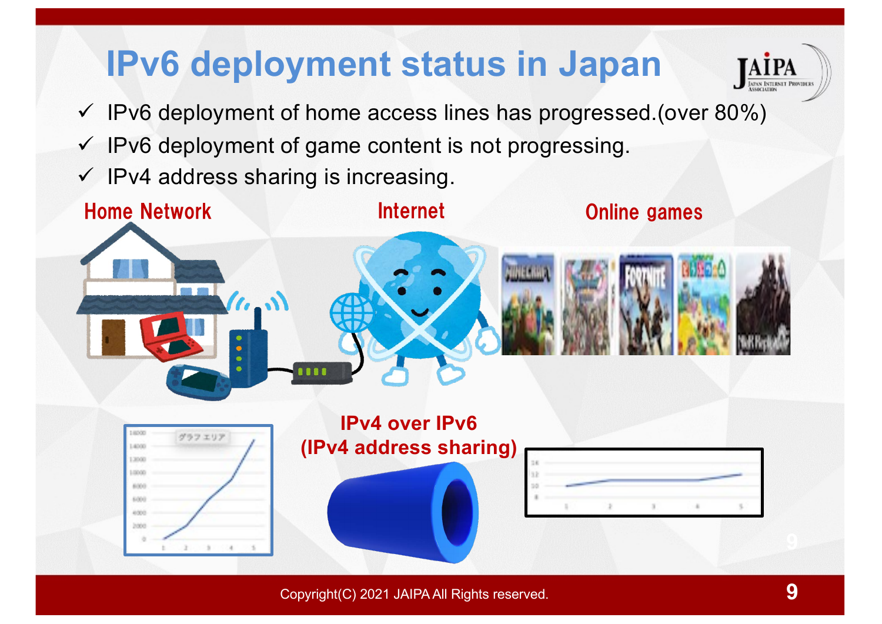# IPv6 deployment status in Japan

- ✓ IPv6 deployment of home access lines has progressed.(over 80%)
- ✓ IPv6 deployment of game content is not progressing.
- ✓ IPv4 address sharing is increasing.

Home Network

Internet

Online games

IPv4 over IPv6
(IPv4 address sharing)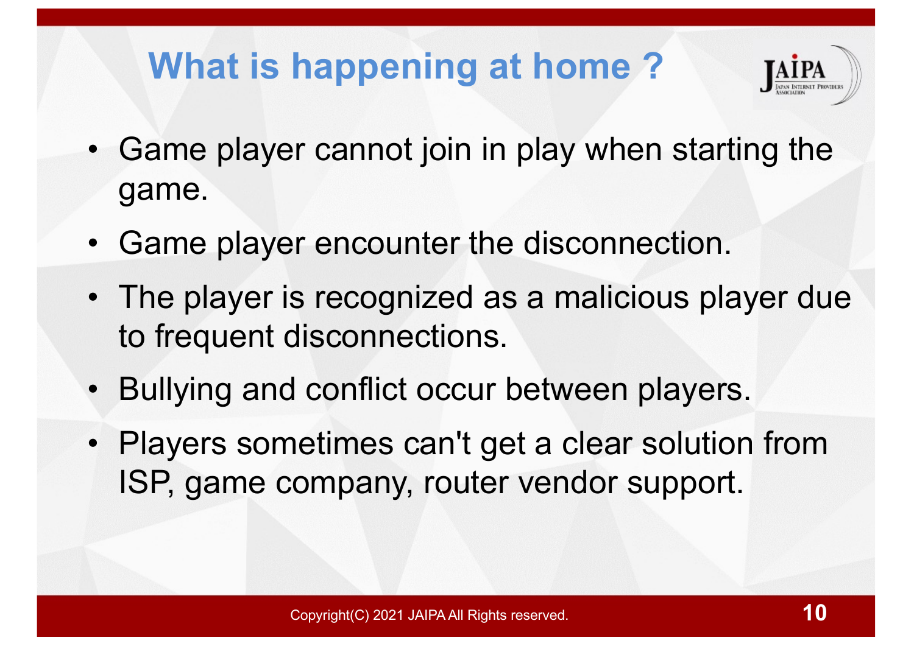# What is happening at home ?

- Game player cannot join in play when starting the game.
- Game player encounter the disconnection.
- The player is recognized as a malicious player due to frequent disconnections.
- Bullying and conflict occur between players.
- Players sometimes can't get a clear solution from ISP, game company, router vendor support.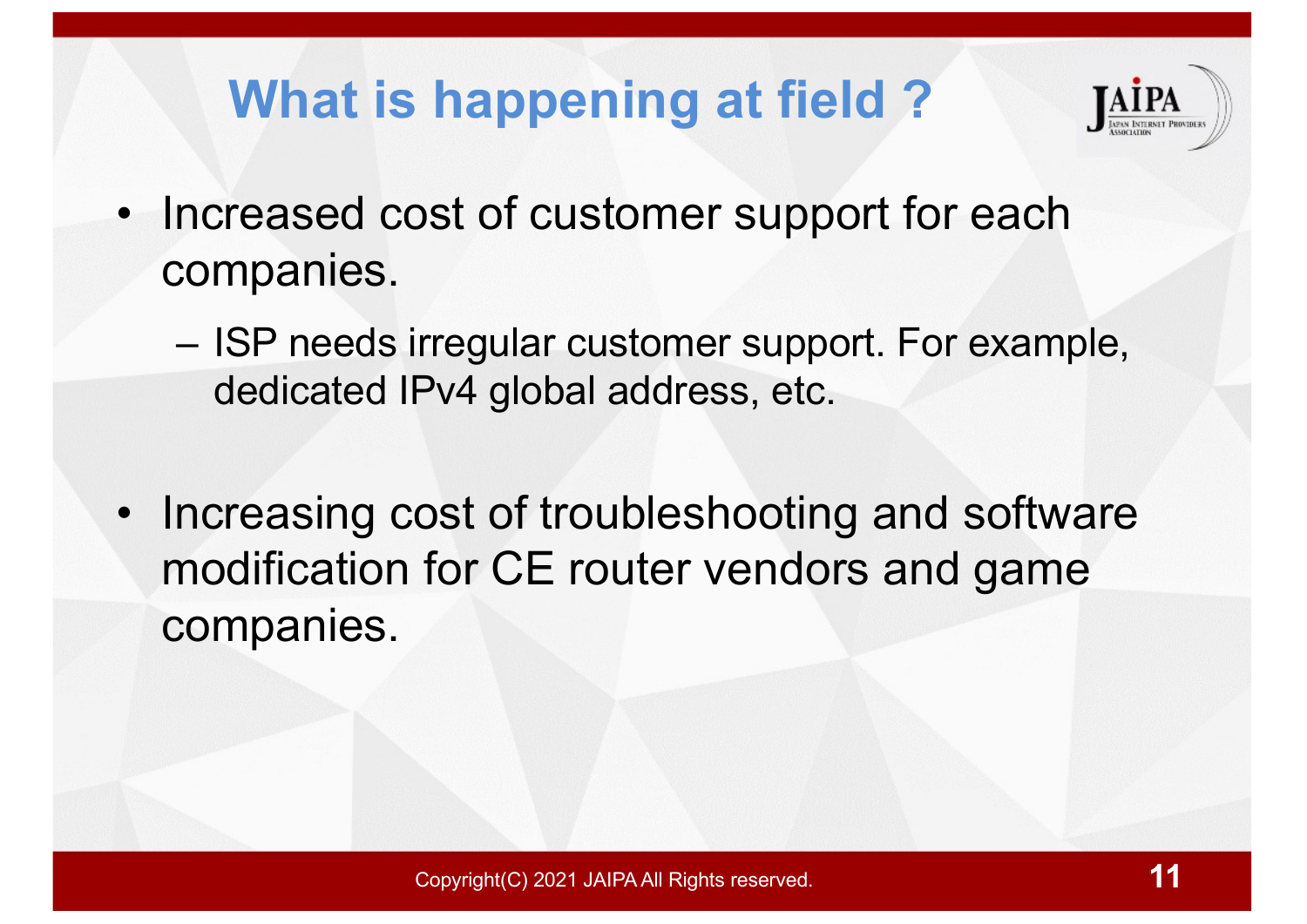# What is happening at field ?

- Increased cost of customer support for each companies.
  - ISP needs irregular customer support. For example, dedicated IPv4 global address, etc.

- Increasing cost of troubleshooting and software modification for CE router vendors and game companies.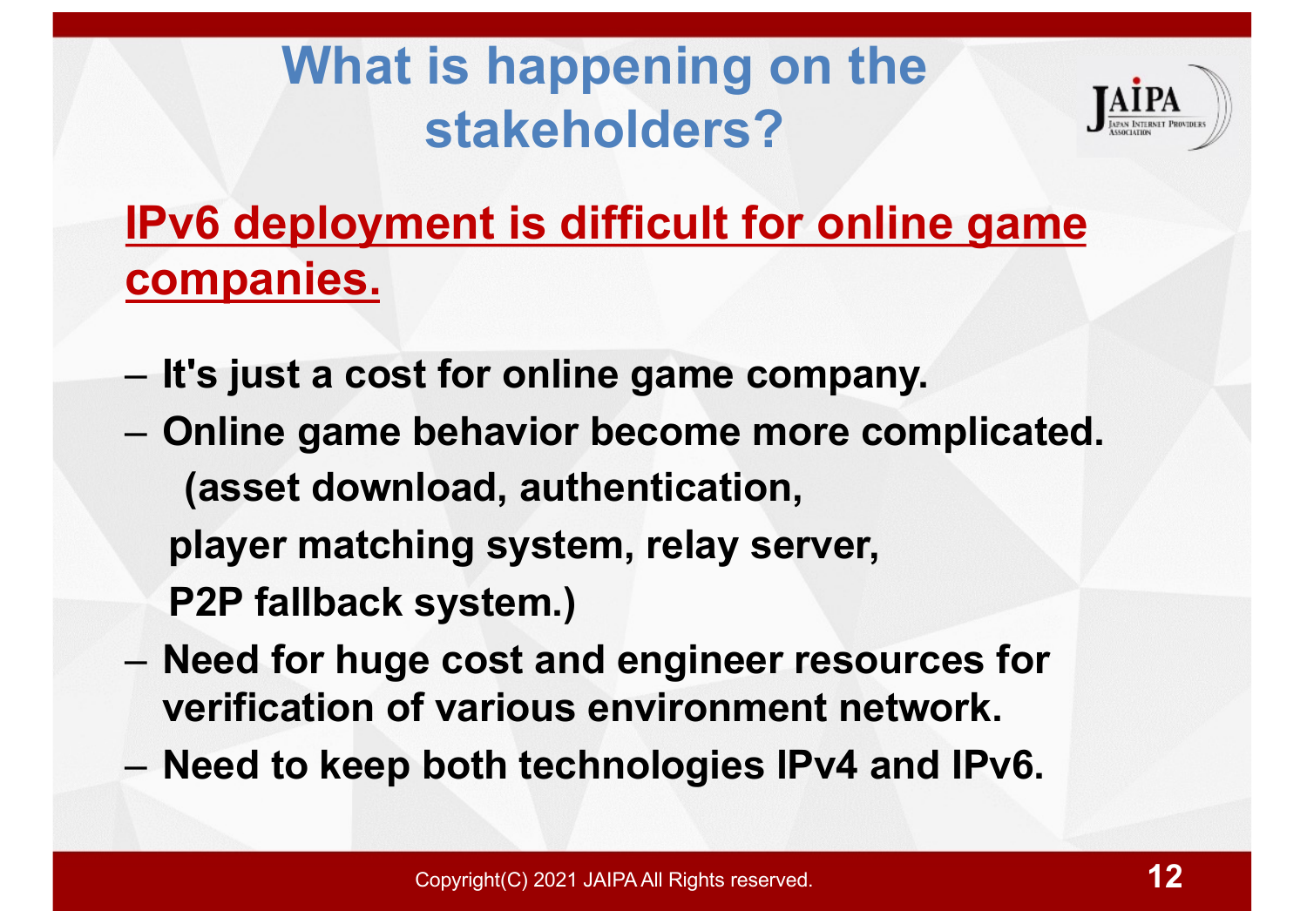# What is happening on the stakeholders?

**IPv6 deployment is difficult for online game companies.**

- **It's just a cost for online game company.**
- **Online game behavior become more complicated. (asset download, authentication, player matching system, relay server, P2P fallback system.)**
- **Need for huge cost and engineer resources for verification of various environment network.**
- **Need to keep both technologies IPv4 and IPv6.**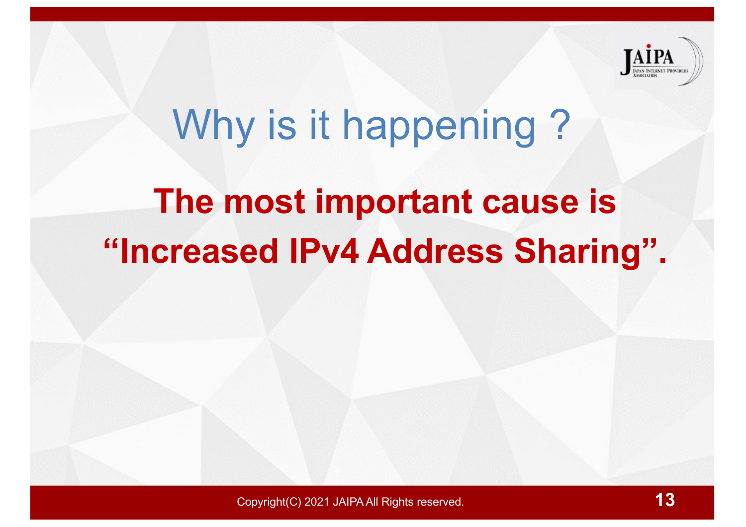# Why is it happening ?

**The most important cause is “Increased IPv4 Address Sharing”.**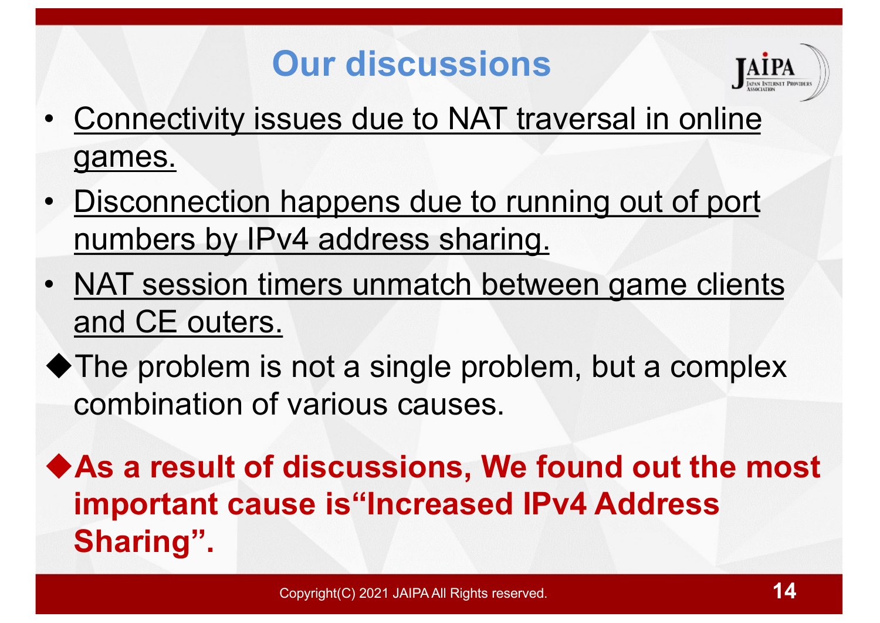# Our discussions

- Connectivity issues due to NAT traversal in online games.
- Disconnection happens due to running out of port numbers by IPv4 address sharing.
- NAT session timers unmatch between game clients and CE outers.

◆The problem is not a single problem, but a complex combination of various causes.

**◆As a result of discussions, We found out the most important cause is“Increased IPv4 Address Sharing”.**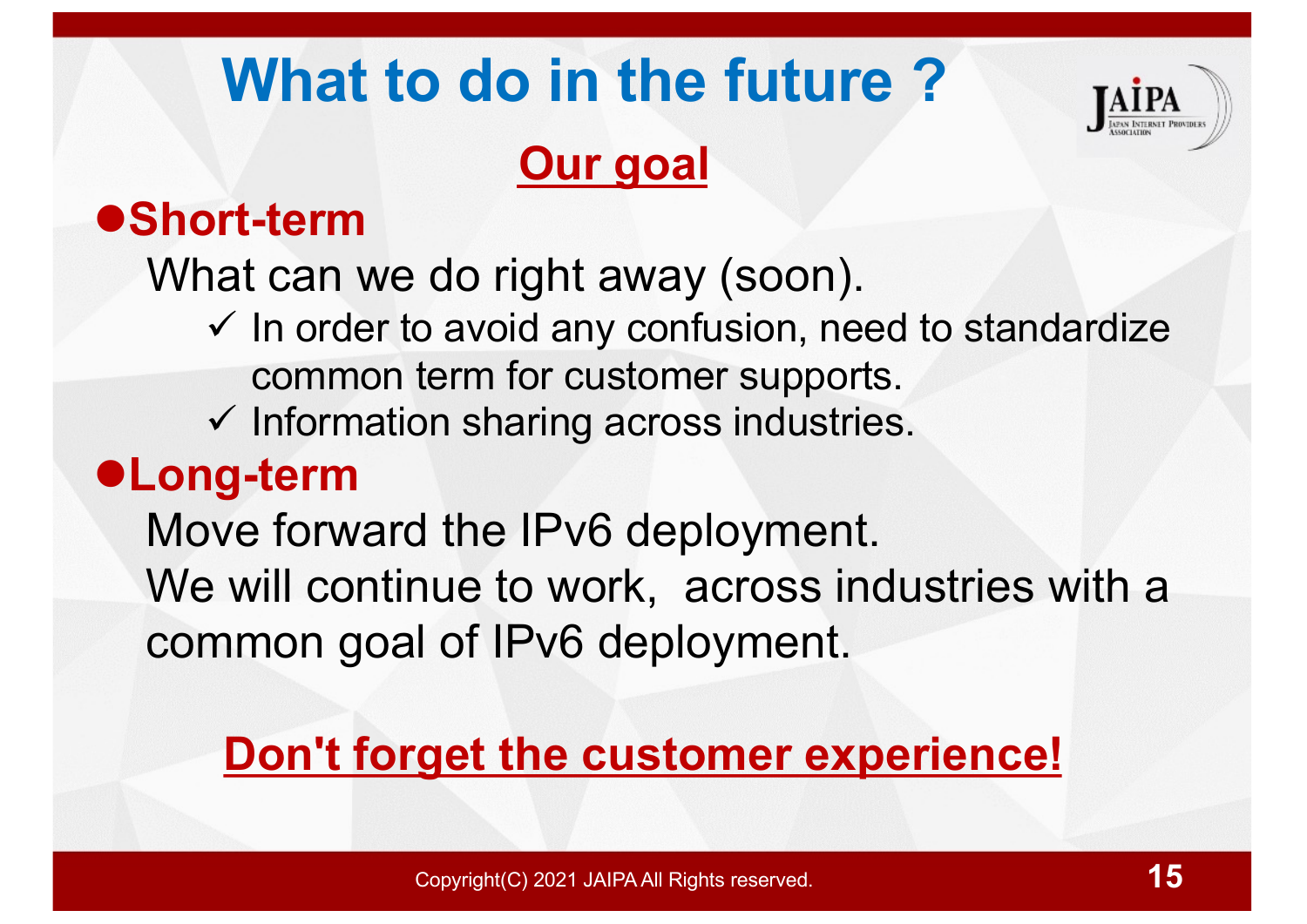# What to do in the future ?

## Our goal

- **Short-term**

  What can we do right away (soon).

  - ✓ In order to avoid any confusion, need to standardize common term for customer supports.
  - ✓ Information sharing across industries.

- **Long-term**

  Move forward the IPv6 deployment.

  We will continue to work, across industries with a common goal of IPv6 deployment.

**Don't forget the customer experience!**

Copyright(C) 2021 JAIPA All Rights reserved.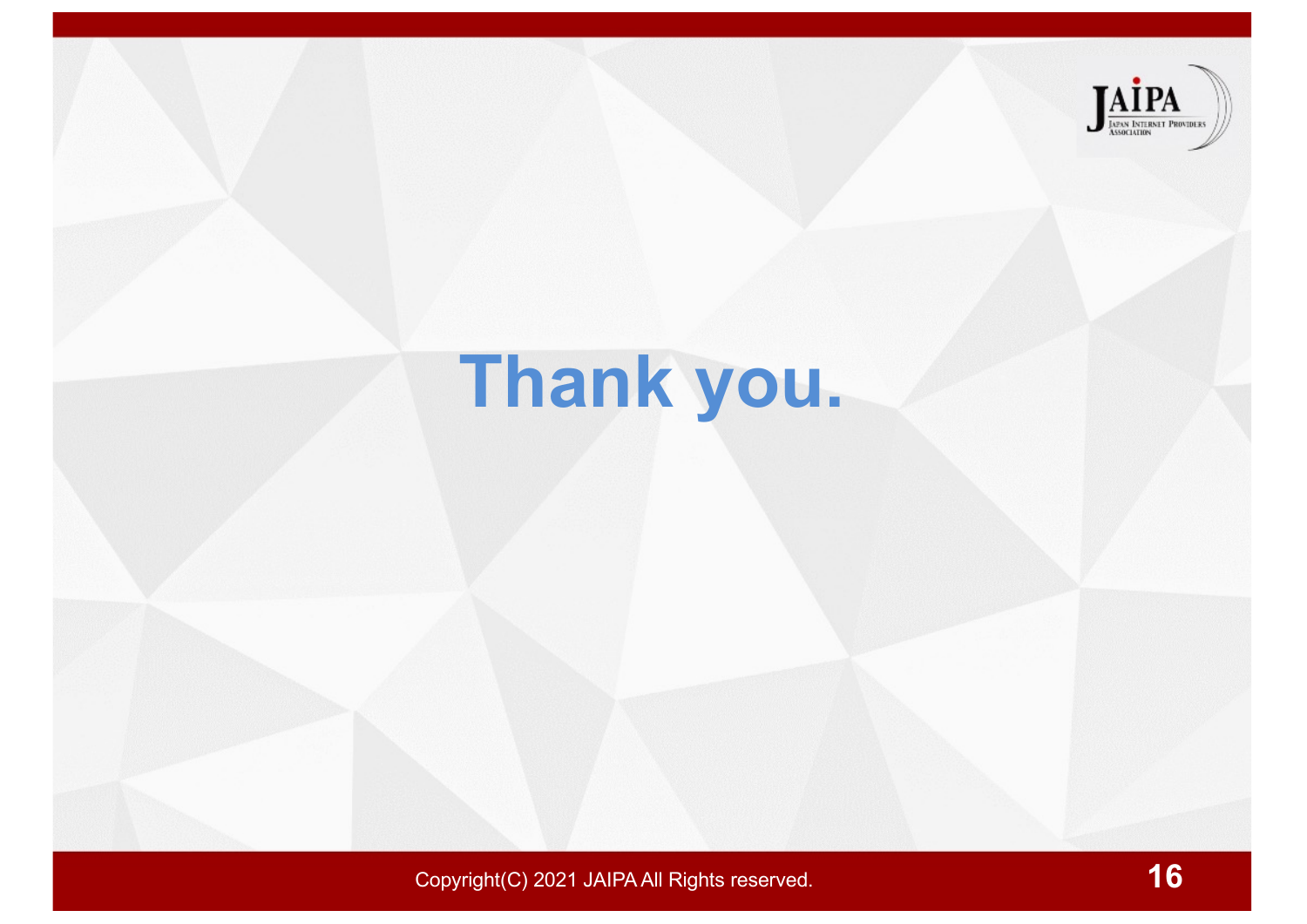# Thank you.